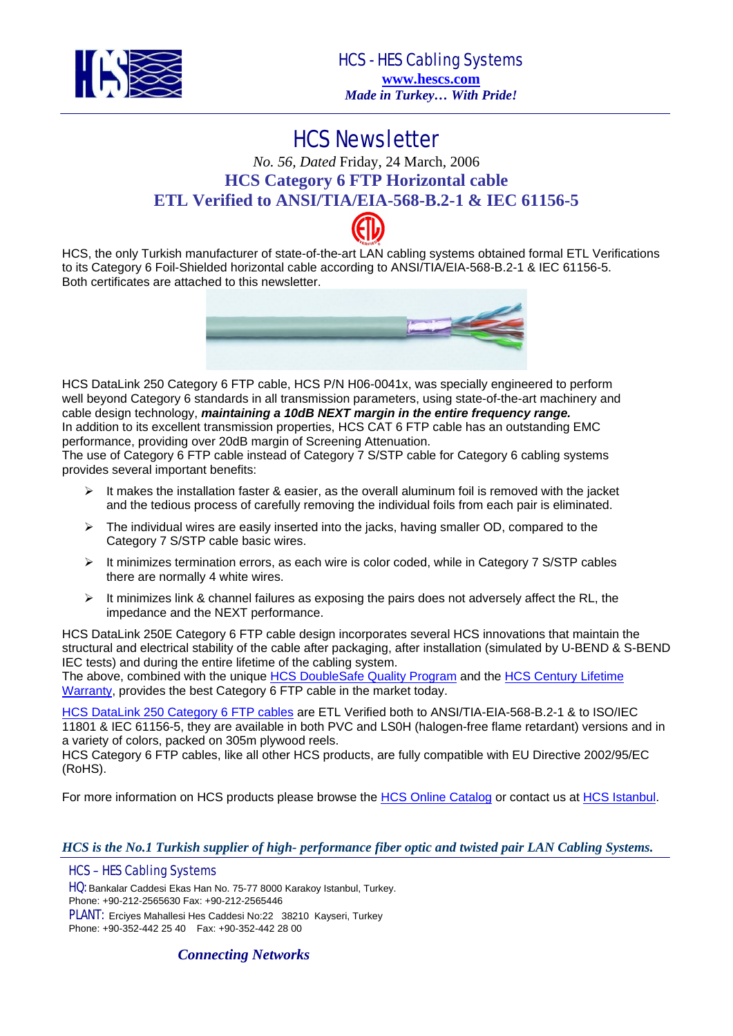HCS - HES Cabling Systems

**www.hescs.com**

***Made in Turkey… With Pride!***

# HCS Newsletter

*No. 56, Dated* Friday, 24 March, 2006

## HCS Category 6 FTP Horizontal cable
## ETL Verified to ANSI/TIA/EIA-568-B.2-1 & IEC 61156-5

HCS, the only Turkish manufacturer of state-of-the-art LAN cabling systems obtained formal ETL Verifications to its Category 6 Foil-Shielded horizontal cable according to ANSI/TIA/EIA-568-B.2-1 & IEC 61156-5. Both certificates are attached to this newsletter.

HCS DataLink 250 Category 6 FTP cable, HCS P/N H06-0041x, was specially engineered to perform well beyond Category 6 standards in all transmission parameters, using state-of-the-art machinery and cable design technology, ***maintaining a 10dB NEXT margin in the entire frequency range.***
In addition to its excellent transmission properties, HCS CAT 6 FTP cable has an outstanding EMC performance, providing over 20dB margin of Screening Attenuation.
The use of Category 6 FTP cable instead of Category 7 S/STP cable for Category 6 cabling systems provides several important benefits:

- It makes the installation faster & easier, as the overall aluminum foil is removed with the jacket and the tedious process of carefully removing the individual foils from each pair is eliminated.
- The individual wires are easily inserted into the jacks, having smaller OD, compared to the Category 7 S/STP cable basic wires.
- It minimizes termination errors, as each wire is color coded, while in Category 7 S/STP cables there are normally 4 white wires.
- It minimizes link & channel failures as exposing the pairs does not adversely affect the RL, the impedance and the NEXT performance.

HCS DataLink 250E Category 6 FTP cable design incorporates several HCS innovations that maintain the structural and electrical stability of the cable after packaging, after installation (simulated by U-BEND & S-BEND IEC tests) and during the entire lifetime of the cable system.
The above, combined with the unique HCS DoubleSafe Quality Program and the HCS Century Lifetime Warranty, provides the best Category 6 FTP cable in the market today.

HCS DataLink 250 Category 6 FTP cables are ETL Verified both to ANSI/TIA-EIA-568-B.2-1 & to ISO/IEC 11801 & IEC 61156-5, they are available in both PVC and LS0H (halogen-free flame retardant) versions and in a variety of colors, packed on 305m plywood reels.
HCS Category 6 FTP cables, like all other HCS products, are fully compatible with EU Directive 2002/95/EC (RoHS).

For more information on HCS products please browse the HCS Online Catalog or contact us at HCS Istanbul.

***HCS is the No.1 Turkish supplier of high- performance fiber optic and twisted pair LAN Cabling Systems.***

HCS – HES Cabling Systems

HQ: Bankalar Caddesi Ekas Han No. 75-77 8000 Karakoy Istanbul, Turkey.
Phone: +90-212-2565630 Fax: +90-212-2565446

PLANT: Erciyes Mahallesi Hes Caddesi No:22 38210 Kayseri, Turkey
Phone: +90-352-442 25 40 Fax: +90-352-442 28 00

***Connecting Networks***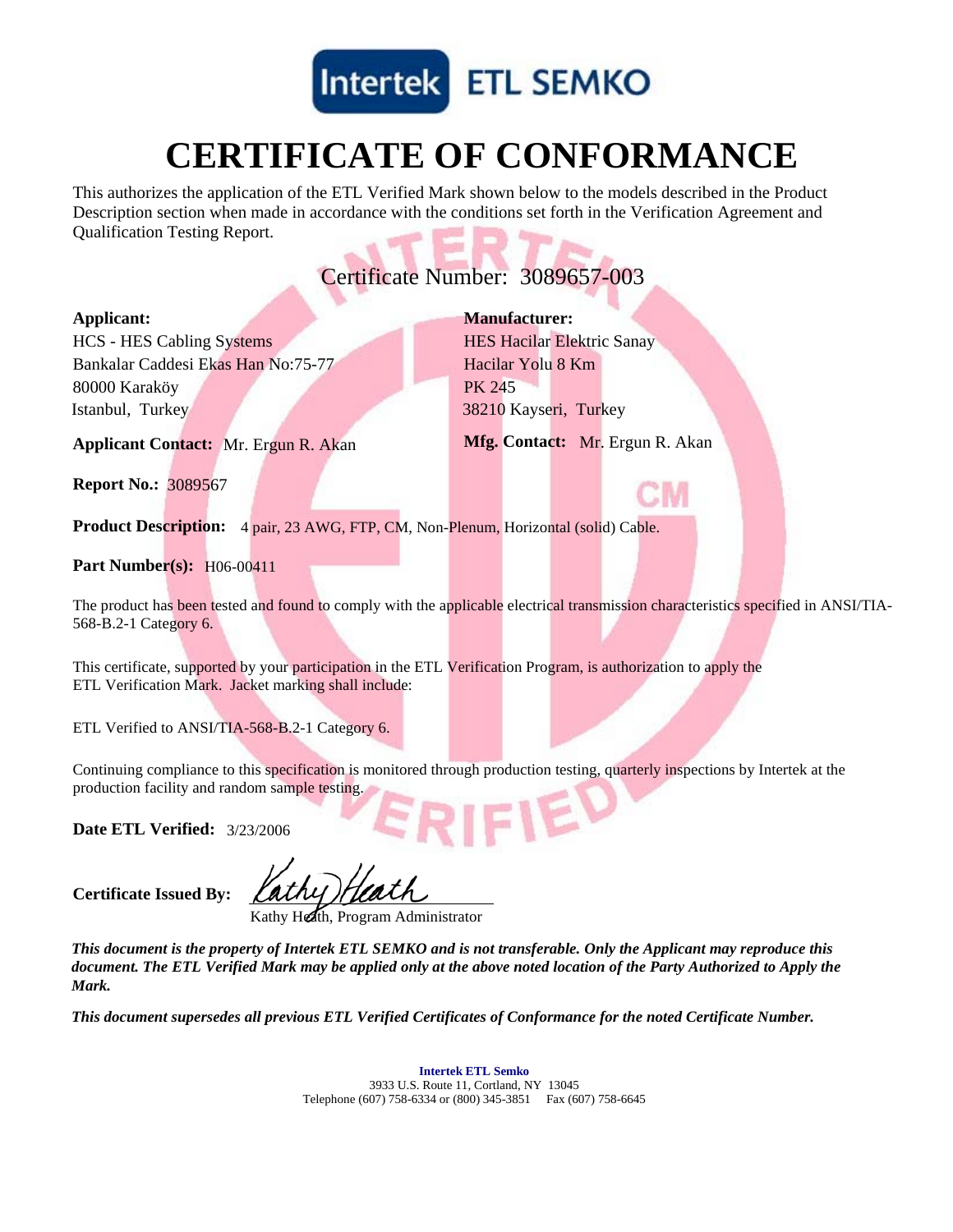Intertek ETL SEMKO

# CERTIFICATE OF CONFORMANCE

This authorizes the application of the ETL Verified Mark shown below to the models described in the Product Description section when made in accordance with the conditions set forth in the Verification Agreement and Qualification Testing Report.

## Certificate Number: 3089657-003

**Applicant:**
HCS - HES Cabling Systems
Bankalar Caddesi Ekas Han No:75-77
80000 Karaköy
Istanbul, Turkey

**Applicant Contact:** Mr. Ergun R. Akan

**Manufacturer:**
HES Hacilar Elektric Sanay
Hacilar Yolu 8 Km
PK 245
38210 Kayseri, Turkey

**Mfg. Contact:** Mr. Ergun R. Akan

**Report No.:** 3089567

**Product Description:** 4 pair, 23 AWG, FTP, CM, Non-Plenum, Horizontal (solid) Cable.

**Part Number(s):** H06-00411

The product has been tested and found to comply with the applicable electrical transmission characteristics specified in ANSI/TIA-568-B.2-1 Category 6.

This certificate, supported by your participation in the ETL Verification Program, is authorization to apply the ETL Verification Mark. Jacket marking shall include:

ETL Verified to ANSI/TIA-568-B.2-1 Category 6.

Continuing compliance to this specification is monitored through production testing, quarterly inspections by Intertek at the production facility and random sample testing.

**Date ETL Verified:** 3/23/2006

**Certificate Issued By:** Kathy Heath

Kathy Heath, Program Administrator

***This document is the property of Intertek ETL SEMKO and is not transferable. Only the Applicant may reproduce this document. The ETL Verified Mark may be applied only at the above noted location of the Party Authorized to Apply the Mark.***

***This document supersedes all previous ETL Verified Certificates of Conformance for the noted Certificate Number.***

**Intertek ETL Semko**
3933 U.S. Route 11, Cortland, NY 13045
Telephone (607) 758-6334 or (800) 345-3851 Fax (607) 758-6645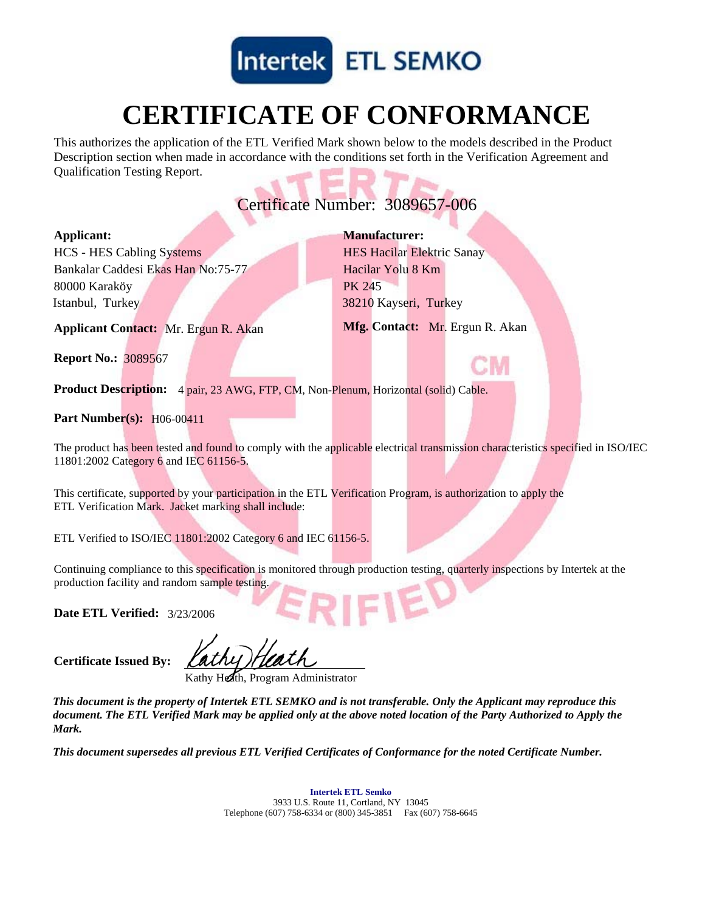Intertek ETL SEMKO

# CERTIFICATE OF CONFORMANCE

This authorizes the application of the ETL Verified Mark shown below to the models described in the Product Description section when made in accordance with the conditions set forth in the Verification Agreement and Qualification Testing Report.

## Certificate Number: 3089657-006

**Applicant:**
HCS - HES Cabling Systems
Bankalar Caddesi Ekas Han No:75-77
80000 Karaköy
Istanbul, Turkey

**Applicant Contact:** Mr. Ergun R. Akan

**Manufacturer:**
HES Hacilar Elektric Sanay
Hacilar Yolu 8 Km
PK 245
38210 Kayseri, Turkey

**Mfg. Contact:** Mr. Ergun R. Akan

**Report No.:** 3089567

**Product Description:** 4 pair, 23 AWG, FTP, CM, Non-Plenum, Horizontal (solid) Cable.

**Part Number(s):** H06-00411

The product has been tested and found to comply with the applicable electrical transmission characteristics specified in ISO/IEC 11801:2002 Category 6 and IEC 61156-5.

This certificate, supported by your participation in the ETL Verification Program, is authorization to apply the ETL Verification Mark. Jacket marking shall include:

ETL Verified to ISO/IEC 11801:2002 Category 6 and IEC 61156-5.

Continuing compliance to this specification is monitored through production testing, quarterly inspections by Intertek at the production facility and random sample testing.

**Date ETL Verified:** 3/23/2006

**Certificate Issued By:** Kathy Heath
Kathy Heath, Program Administrator

***This document is the property of Intertek ETL SEMKO and is not transferable. Only the Applicant may reproduce this document. The ETL Verified Mark may be applied only at the above noted location of the Party Authorized to Apply the Mark.***

***This document supersedes all previous ETL Verified Certificates of Conformance for the noted Certificate Number.***

**Intertek ETL Semko**
3933 U.S. Route 11, Cortland, NY 13045
Telephone (607) 758-6334 or (800) 345-3851 Fax (607) 758-6645